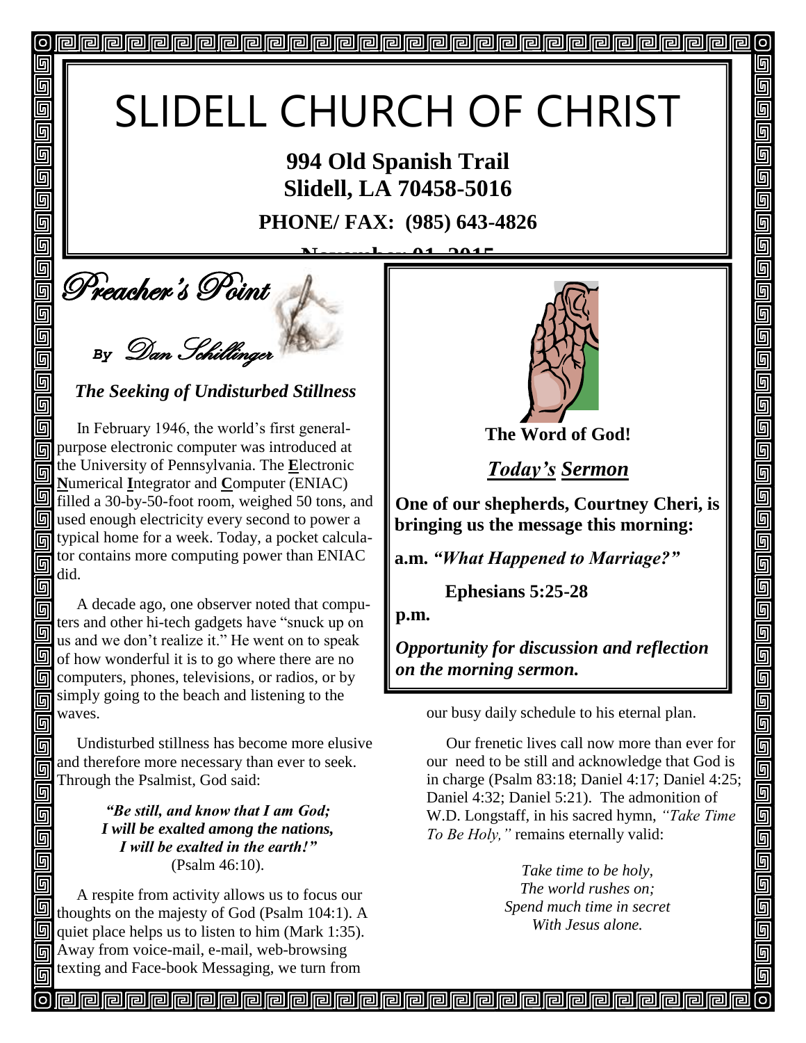# SLIDELL CHURCH OF CHRIST

**994 Old Spanish Trail**
**Slidell, LA 70458-5016**

**PHONE/ FAX: (985) 643-4826**

**November 01, 2015**

## Preacher's Point

*By Dan Schillinger*

### *The Seeking of Undisturbed Stillness*

In February 1946, the world's first general-purpose electronic computer was introduced at the University of Pennsylvania. The **E**lectronic **N**umerical **I**ntegrator and **C**omputer (ENIAC) filled a 30-by-50-foot room, weighed 50 tons, and used enough electricity every second to power a typical home for a week. Today, a pocket calculator contains more computing power than ENIAC did.

A decade ago, one observer noted that computers and other hi-tech gadgets have "snuck up on us and we don't realize it." He went on to speak of how wonderful it is to go where there are no computers, phones, televisions, or radios, or by simply going to the beach and listening to the waves.

Undisturbed stillness has become more elusive and therefore more necessary than ever to seek. Through the Psalmist, God said:

> ***"Be still, and know that I am God;***
> ***I will be exalted among the nations,***
> ***I will be exalted in the earth!"***
> (Psalm 46:10).

A respite from activity allows us to focus our thoughts on the majesty of God (Psalm 104:1). A quiet place helps us to listen to him (Mark 1:35). Away from voice-mail, e-mail, web-browsing texting and Face-book Messaging, we turn from our busy daily schedule to his eternal plan.

Our frenetic lives call now more than ever for our need to be still and acknowledge that God is in charge (Psalm 83:18; Daniel 4:17; Daniel 4:25; Daniel 4:32; Daniel 5:21). The admonition of W.D. Longstaff, in his sacred hymn, *"Take Time To Be Holy,"* remains eternally valid:

> *Take time to be holy,*
> *The world rushes on;*
> *Spend much time in secret*
> *With Jesus alone.*

---

**The Word of God!**

## ***Today's Sermon***

**One of our shepherds, Courtney Cheri, is bringing us the message this morning:**

**a.m.** ***"What Happened to Marriage?"***

**Ephesians 5:25-28**

**p.m.**

***Opportunity for discussion and reflection on the morning sermon.***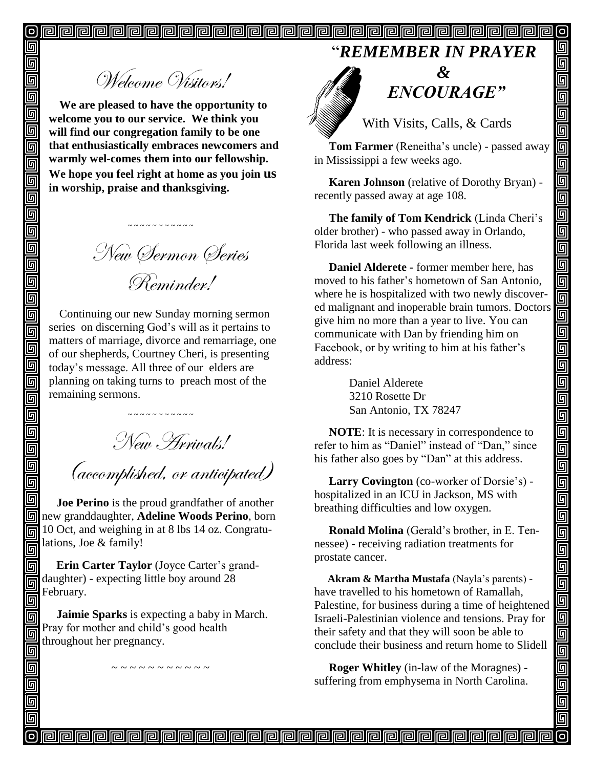## Welcome Visitors!

**We are pleased to have the opportunity to welcome you to our service. We think you will find our congregation family to be one that enthusiastically embraces newcomers and warmly wel-comes them into our fellowship. We hope you feel right at home as you join us in worship, praise and thanksgiving.**

~~~~~~~~~~~~

## New Sermon Series Reminder!

Continuing our new Sunday morning sermon series on discerning God's will as it pertains to matters of marriage, divorce and remarriage, one of our shepherds, Courtney Cheri, is presenting today's message. All three of our elders are planning on taking turns to preach most of the remaining sermons.

~~~~~~~~~~~~

## New Arrivals! (accomplished, or anticipated)

**Joe Perino** is the proud grandfather of another new granddaughter, **Adeline Woods Perino**, born 10 Oct, and weighing in at 8 lbs 14 oz. Congratulations, Joe & family!

**Erin Carter Taylor** (Joyce Carter's granddaughter) - expecting little boy around 28 February.

**Jaimie Sparks** is expecting a baby in March. Pray for mother and child's good health throughout her pregnancy.

~~~~~~~~~~~~

## *"REMEMBER IN PRAYER & ENCOURAGE"*

With Visits, Calls, & Cards

**Tom Farmer** (Reneitha's uncle) - passed away in Mississippi a few weeks ago.

**Karen Johnson** (relative of Dorothy Bryan) - recently passed away at age 108.

**The family of Tom Kendrick** (Linda Cheri's older brother) - who passed away in Orlando, Florida last week following an illness.

**Daniel Alderete -** former member here, has moved to his father's hometown of San Antonio, where he is hospitalized with two newly discovered malignant and inoperable brain tumors. Doctors give him no more than a year to live. You can communicate with Dan by friending him on Facebook, or by writing to him at his father's address:

Daniel Alderete
3210 Rosette Dr
San Antonio, TX 78247

**NOTE**: It is necessary in correspondence to refer to him as "Daniel" instead of "Dan," since his father also goes by "Dan" at this address.

**Larry Covington** (co-worker of Dorsie's) - hospitalized in an ICU in Jackson, MS with breathing difficulties and low oxygen.

**Ronald Molina** (Gerald's brother, in E. Tennessee) - receiving radiation treatments for prostate cancer.

**Akram & Martha Mustafa** (Nayla's parents) - have travelled to his hometown of Ramallah, Palestine, for business during a time of heightened Israeli-Palestinian violence and tensions. Pray for their safety and that they will soon be able to conclude their business and return home to Slidell

**Roger Whitley** (in-law of the Moragnes) - suffering from emphysema in North Carolina.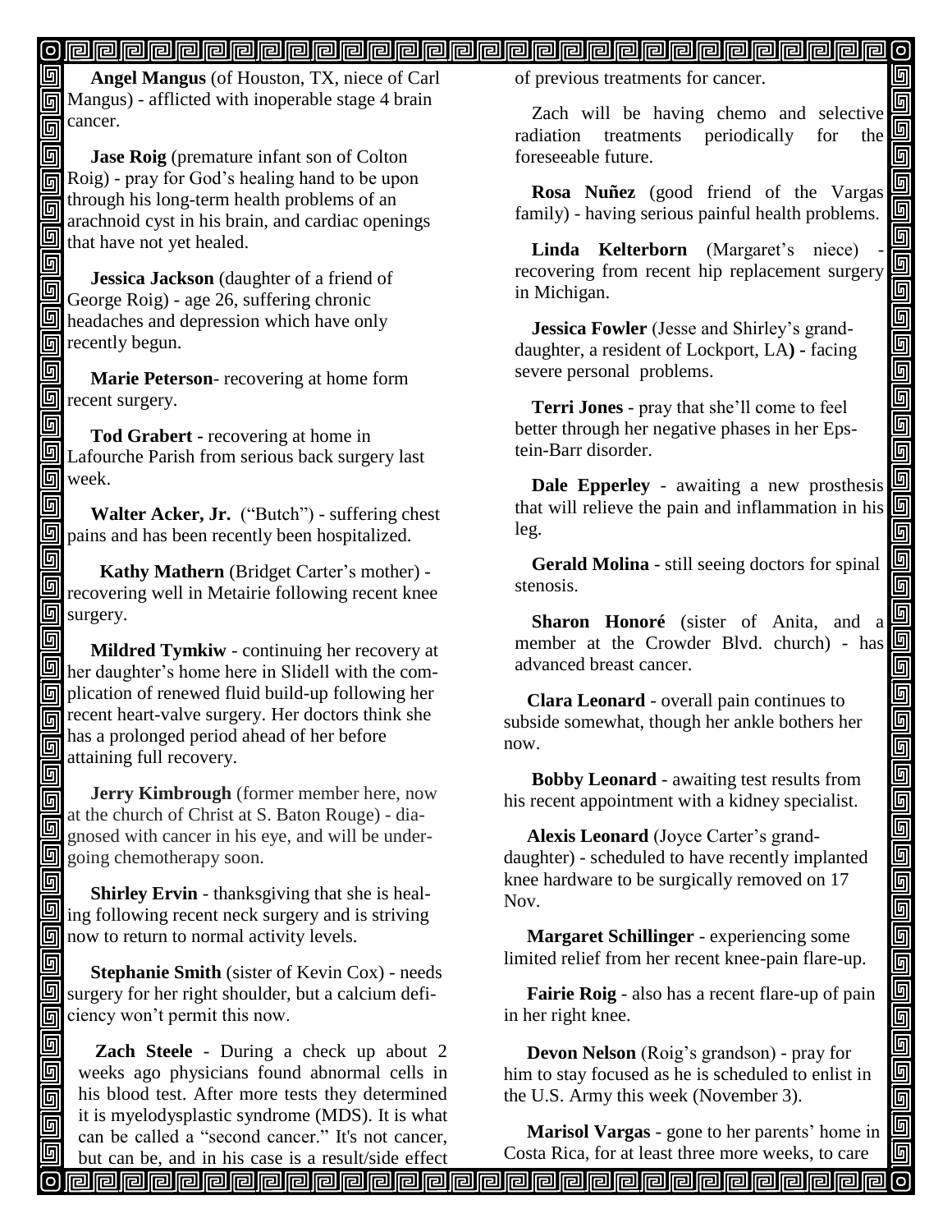**Angel Mangus** (of Houston, TX, niece of Carl Mangus) - afflicted with inoperable stage 4 brain cancer.

**Jase Roig** (premature infant son of Colton Roig) - pray for God's healing hand to be upon through his long-term health problems of an arachnoid cyst in his brain, and cardiac openings that have not yet healed.

**Jessica Jackson** (daughter of a friend of George Roig) - age 26, suffering chronic headaches and depression which have only recently begun.

**Marie Peterson**- recovering at home form recent surgery.

**Tod Grabert -** recovering at home in Lafourche Parish from serious back surgery last week.

**Walter Acker, Jr.** ("Butch") - suffering chest pains and has been recently been hospitalized.

**Kathy Mathern** (Bridget Carter's mother) - recovering well in Metairie following recent knee surgery.

**Mildred Tymkiw** - continuing her recovery at her daughter's home here in Slidell with the complication of renewed fluid build-up following her recent heart-valve surgery. Her doctors think she has a prolonged period ahead of her before attaining full recovery.

**Jerry Kimbrough** (former member here, now at the church of Christ at S. Baton Rouge) - diagnosed with cancer in his eye, and will be undergoing chemotherapy soon.

**Shirley Ervin** - thanksgiving that she is healing following recent neck surgery and is striving now to return to normal activity levels.

**Stephanie Smith** (sister of Kevin Cox) - needs surgery for her right shoulder, but a calcium deficiency won't permit this now.

**Zach Steele** - During a check up about 2 weeks ago physicians found abnormal cells in his blood test. After more tests they determined it is myelodysplastic syndrome (MDS). It is what can be called a "second cancer." It's not cancer, but can be, and in his case is a result/side effect of previous treatments for cancer.

Zach will be having chemo and selective radiation treatments periodically for the foreseeable future.

**Rosa Nuñez** (good friend of the Vargas family) - having serious painful health problems.

**Linda Kelterborn** (Margaret's niece) - recovering from recent hip replacement surgery in Michigan.

**Jessica Fowler** (Jesse and Shirley's granddaughter, a resident of Lockport, LA**) -** facing severe personal problems.

**Terri Jones** - pray that she'll come to feel better through her negative phases in her Epstein-Barr disorder.

**Dale Epperley** - awaiting a new prosthesis that will relieve the pain and inflammation in his leg.

**Gerald Molina** - still seeing doctors for spinal stenosis.

**Sharon Honoré** (sister of Anita, and a member at the Crowder Blvd. church) - has advanced breast cancer.

**Clara Leonard** - overall pain continues to subside somewhat, though her ankle bothers her now.

**Bobby Leonard** - awaiting test results from his recent appointment with a kidney specialist.

**Alexis Leonard** (Joyce Carter's granddaughter) - scheduled to have recently implanted knee hardware to be surgically removed on 17 Nov.

**Margaret Schillinger** - experiencing some limited relief from her recent knee-pain flare-up.

**Fairie Roig** - also has a recent flare-up of pain in her right knee.

**Devon Nelson** (Roig's grandson) - pray for him to stay focused as he is scheduled to enlist in the U.S. Army this week (November 3).

**Marisol Vargas** - gone to her parents' home in Costa Rica, for at least three more weeks, to care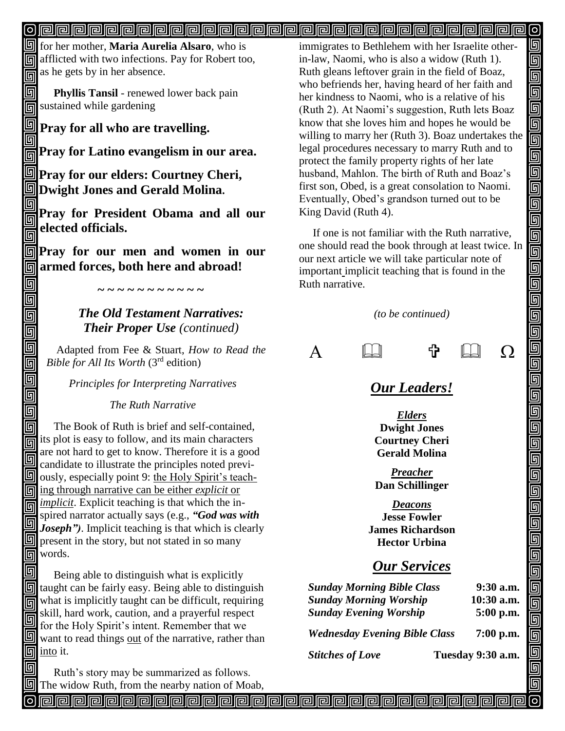for her mother, **Maria Aurelia Alsaro**, who is afflicted with two infections. Pay for Robert too, as he gets by in her absence.

**Phyllis Tansil** - renewed lower back pain sustained while gardening

**Pray for all who are travelling.**

**Pray for Latino evangelism in our area.**

**Pray for our elders: Courtney Cheri, Dwight Jones and Gerald Molina.**

**Pray for President Obama and all our elected officials.**

**Pray for our men and women in our armed forces, both here and abroad!**

~ ~ ~ ~ ~ ~ ~ ~ ~ ~ ~ ~

## *The Old Testament Narratives: Their Proper Use (continued)*

Adapted from Fee & Stuart, *How to Read the Bible for All Its Worth* (3rd edition)

*Principles for Interpreting Narratives*

*The Ruth Narrative*

The Book of Ruth is brief and self-contained, its plot is easy to follow, and its main characters are not hard to get to know. Therefore it is a good candidate to illustrate the principles noted previously, especially point 9: the Holy Spirit's teaching through narrative can be either *explicit* or *implicit*. Explicit teaching is that which the inspired narrator actually says (e.g., ***"God was with Joseph")***. Implicit teaching is that which is clearly present in the story, but not stated in so many words.

Being able to distinguish what is explicitly taught can be fairly easy. Being able to distinguish what is implicitly taught can be difficult, requiring skill, hard work, caution, and a prayerful respect for the Holy Spirit's intent. Remember that we want to read things out of the narrative, rather than into it.

Ruth's story may be summarized as follows. The widow Ruth, from the nearby nation of Moab, immigrates to Bethlehem with her Israelite other-in-law, Naomi, who is also a widow (Ruth 1). Ruth gleans leftover grain in the field of Boaz, who befriends her, having heard of her faith and her kindness to Naomi, who is a relative of his (Ruth 2). At Naomi's suggestion, Ruth lets Boaz know that she loves him and hopes he would be willing to marry her (Ruth 3). Boaz undertakes the legal procedures necessary to marry Ruth and to protect the family property rights of her late husband, Mahlon. The birth of Ruth and Boaz's first son, Obed, is a great consolation to Naomi. Eventually, Obed's grandson turned out to be King David (Ruth 4).

If one is not familiar with the Ruth narrative, one should read the book through at least twice. In our next article we will take particular note of important implicit teaching that is found in the Ruth narrative.

*(to be continued)*

A 🕮 ✞ 🕮 Ω

## ***Our Leaders!***

***Elders***
**Dwight Jones**
**Courtney Cheri**
**Gerald Molina**

***Preacher***
**Dan Schillinger**

***Deacons***
**Jesse Fowler**
**James Richardson**
**Hector Urbina**

## ***Our Services***

| | |
|---|---|
| ***Sunday Morning Bible Class*** | **9:30 a.m.** |
| ***Sunday Morning Worship*** | **10:30 a.m.** |
| ***Sunday Evening Worship*** | **5:00 p.m.** |
| ***Wednesday Evening Bible Class*** | **7:00 p.m.** |
| ***Stitches of Love*** | **Tuesday 9:30 a.m.** |